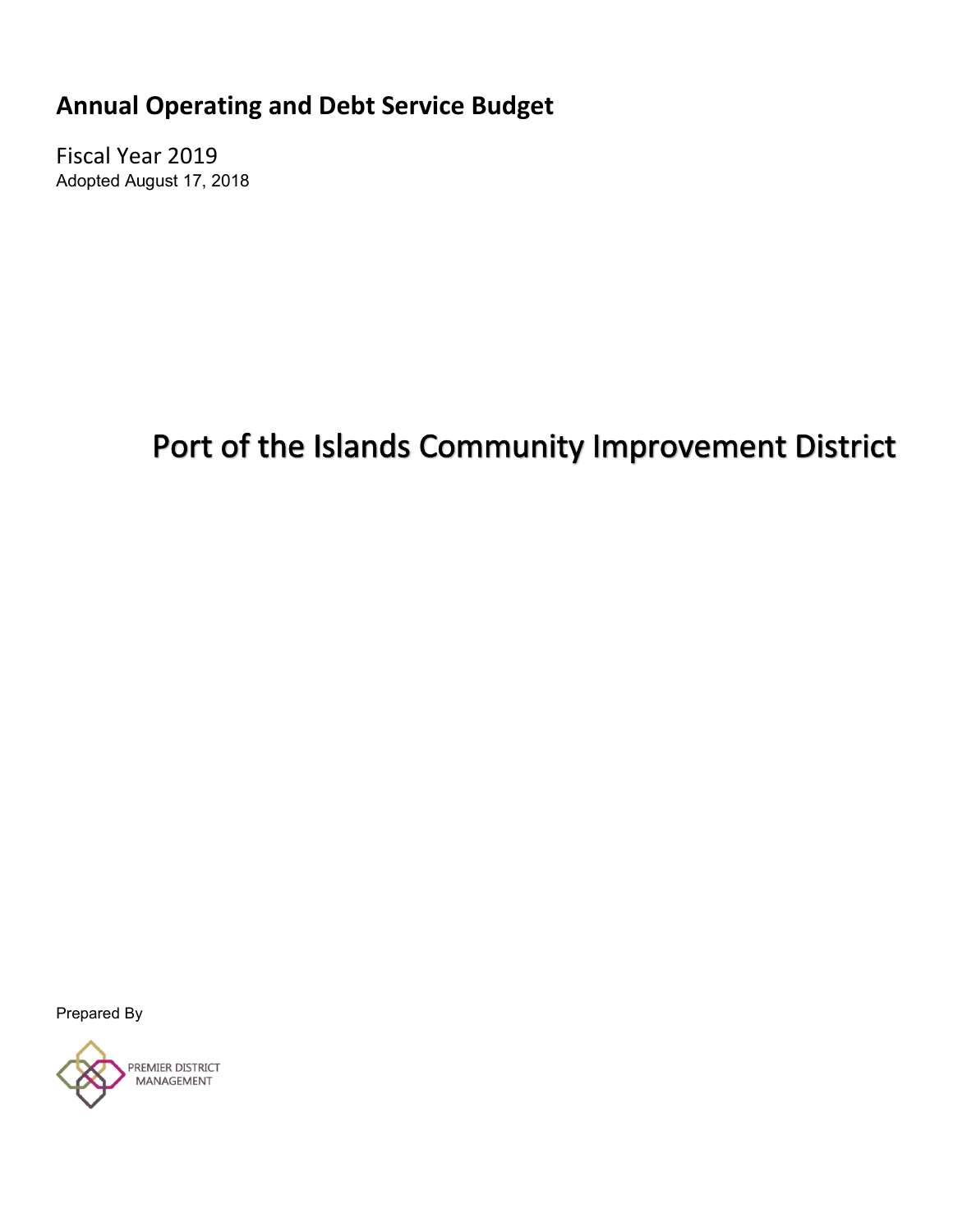# Annual Operating and Debt Service Budget

Fiscal Year 2019

Adopted August 17, 2018

# Port of the Islands Community Improvement District

Prepared By

PREMIER DISTRICT MANAGEMENT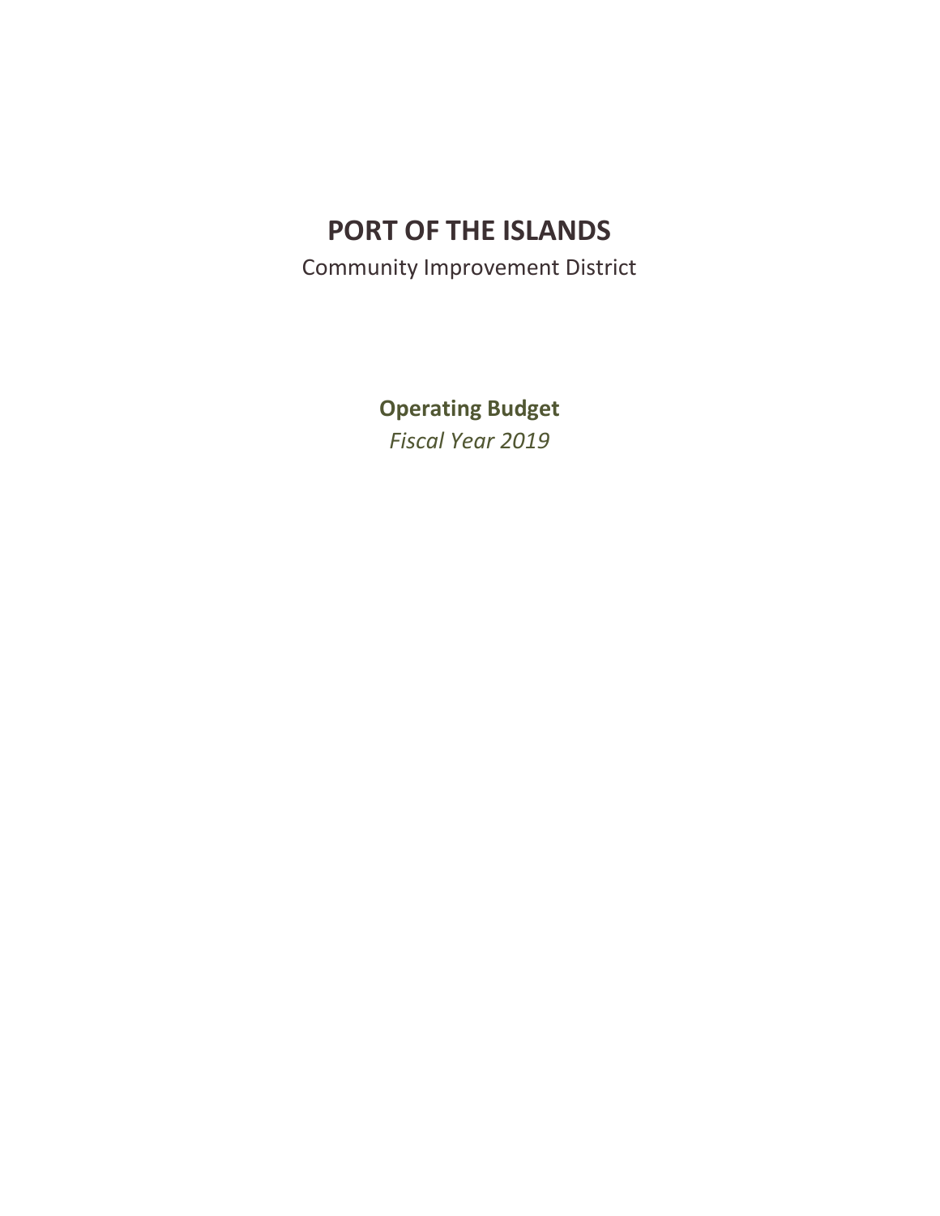# PORT OF THE ISLANDS

Community Improvement District

## Operating Budget

*Fiscal Year 2019*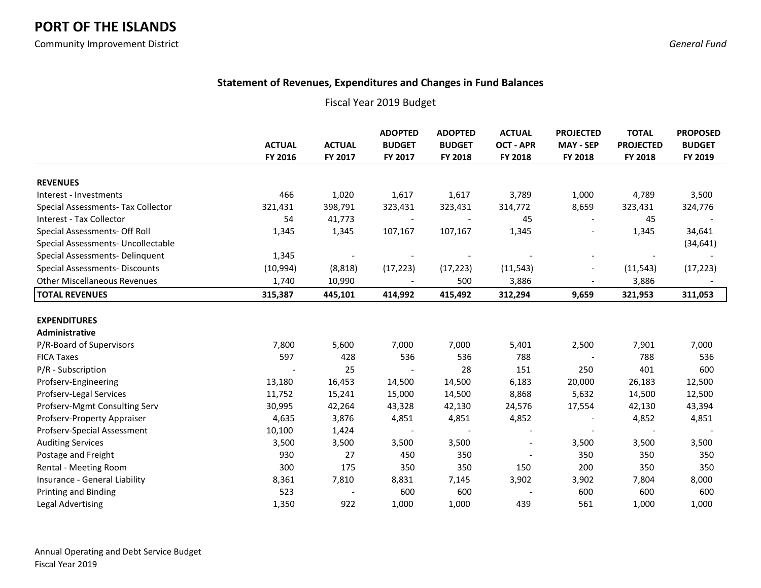# PORT OF THE ISLANDS

Community Improvement District

*General Fund*

## Statement of Revenues, Expenditures and Changes in Fund Balances

Fiscal Year 2019 Budget

| | ACTUAL FY 2016 | ACTUAL FY 2017 | ADOPTED BUDGET FY 2017 | ADOPTED BUDGET FY 2018 | ACTUAL OCT - APR FY 2018 | PROJECTED MAY - SEP FY 2018 | TOTAL PROJECTED FY 2018 | PROPOSED BUDGET FY 2019 |
|---|---|---|---|---|---|---|---|---|
| **REVENUES** | | | | | | | | |
| Interest - Investments | 466 | 1,020 | 1,617 | 1,617 | 3,789 | 1,000 | 4,789 | 3,500 |
| Special Assessments- Tax Collector | 321,431 | 398,791 | 323,431 | 323,431 | 314,772 | 8,659 | 323,431 | 324,776 |
| Interest - Tax Collector | 54 | 41,773 | - | - | 45 | - | 45 | - |
| Special Assessments- Off Roll | 1,345 | 1,345 | 107,167 | 107,167 | 1,345 | - | 1,345 | 34,641 |
| Special Assessments- Uncollectable | | | | | | | | (34,641) |
| Special Assessments- Delinquent | 1,345 | - | - | - | - | - | - | - |
| Special Assessments- Discounts | (10,994) | (8,818) | (17,223) | (17,223) | (11,543) | - | (11,543) | (17,223) |
| Other Miscellaneous Revenues | 1,740 | 10,990 | - | 500 | 3,886 | - | 3,886 | - |
| **TOTAL REVENUES** | **315,387** | **445,101** | **414,992** | **415,492** | **312,294** | **9,659** | **321,953** | **311,053** |
| | | | | | | | | |
| **EXPENDITURES** | | | | | | | | |
| **Administrative** | | | | | | | | |
| P/R-Board of Supervisors | 7,800 | 5,600 | 7,000 | 7,000 | 5,401 | 2,500 | 7,901 | 7,000 |
| FICA Taxes | 597 | 428 | 536 | 536 | 788 | - | 788 | 536 |
| P/R - Subscription | - | 25 | - | 28 | 151 | 250 | 401 | 600 |
| Profserv-Engineering | 13,180 | 16,453 | 14,500 | 14,500 | 6,183 | 20,000 | 26,183 | 12,500 |
| Profserv-Legal Services | 11,752 | 15,241 | 15,000 | 14,500 | 8,868 | 5,632 | 14,500 | 12,500 |
| Profserv-Mgmt Consulting Serv | 30,995 | 42,264 | 43,328 | 42,130 | 24,576 | 17,554 | 42,130 | 43,394 |
| Profserv-Property Appraiser | 4,635 | 3,876 | 4,851 | 4,851 | 4,852 | - | 4,852 | 4,851 |
| Profserv-Special Assessment | 10,100 | 1,424 | - | - | - | - | - | - |
| Auditing Services | 3,500 | 3,500 | 3,500 | 3,500 | - | 3,500 | 3,500 | 3,500 |
| Postage and Freight | 930 | 27 | 450 | 350 | - | 350 | 350 | 350 |
| Rental - Meeting Room | 300 | 175 | 350 | 350 | 150 | 200 | 350 | 350 |
| Insurance - General Liability | 8,361 | 7,810 | 8,831 | 7,145 | 3,902 | 3,902 | 7,804 | 8,000 |
| Printing and Binding | 523 | - | 600 | 600 | - | 600 | 600 | 600 |
| Legal Advertising | 1,350 | 922 | 1,000 | 1,000 | 439 | 561 | 1,000 | 1,000 |

Annual Operating and Debt Service Budget
Fiscal Year 2019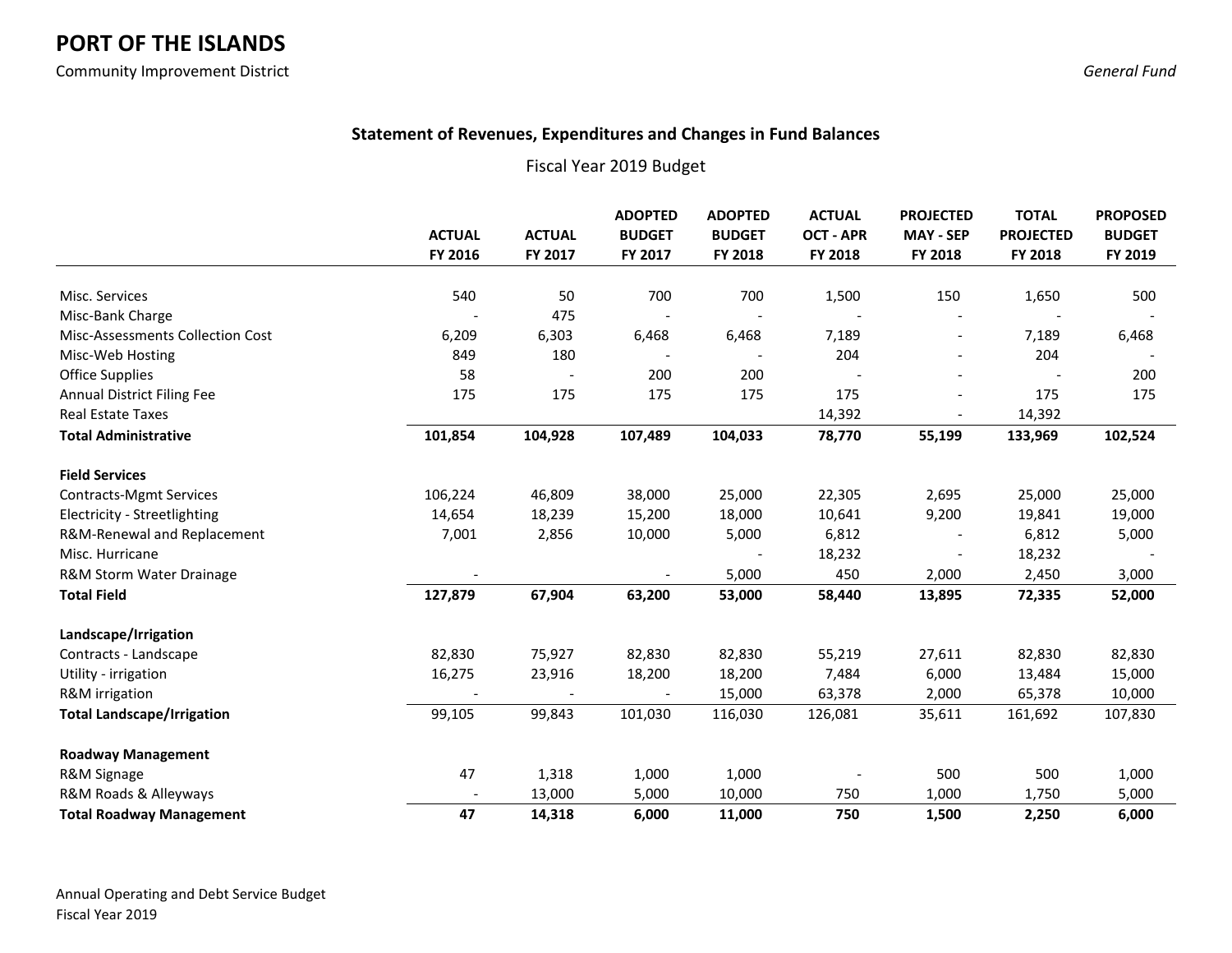# PORT OF THE ISLANDS

Community Improvement District

*General Fund*

### Statement of Revenues, Expenditures and Changes in Fund Balances

Fiscal Year 2019 Budget

| | ACTUAL FY 2016 | ACTUAL FY 2017 | ADOPTED BUDGET FY 2017 | ADOPTED BUDGET FY 2018 | ACTUAL OCT - APR FY 2018 | PROJECTED MAY - SEP FY 2018 | TOTAL PROJECTED FY 2018 | PROPOSED BUDGET FY 2019 |
|---|---|---|---|---|---|---|---|---|
| Misc. Services | 540 | 50 | 700 | 700 | 1,500 | 150 | 1,650 | 500 |
| Misc-Bank Charge | - | 475 | - | - | - | - | - | - |
| Misc-Assessments Collection Cost | 6,209 | 6,303 | 6,468 | 6,468 | 7,189 | - | 7,189 | 6,468 |
| Misc-Web Hosting | 849 | 180 | - | - | 204 | - | 204 | - |
| Office Supplies | 58 | - | 200 | 200 | - | - | - | 200 |
| Annual District Filing Fee | 175 | 175 | 175 | 175 | 175 | - | 175 | 175 |
| Real Estate Taxes | | | | | 14,392 | - | 14,392 | |
| **Total Administrative** | **101,854** | **104,928** | **107,489** | **104,033** | **78,770** | **55,199** | **133,969** | **102,524** |
| | | | | | | | | |
| **Field Services** | | | | | | | | |
| Contracts-Mgmt Services | 106,224 | 46,809 | 38,000 | 25,000 | 22,305 | 2,695 | 25,000 | 25,000 |
| Electricity - Streetlighting | 14,654 | 18,239 | 15,200 | 18,000 | 10,641 | 9,200 | 19,841 | 19,000 |
| R&M-Renewal and Replacement | 7,001 | 2,856 | 10,000 | 5,000 | 6,812 | - | 6,812 | 5,000 |
| Misc. Hurricane | | | | - | 18,232 | - | 18,232 | - |
| R&M Storm Water Drainage | - | | - | 5,000 | 450 | 2,000 | 2,450 | 3,000 |
| **Total Field** | **127,879** | **67,904** | **63,200** | **53,000** | **58,440** | **13,895** | **72,335** | **52,000** |
| | | | | | | | | |
| **Landscape/Irrigation** | | | | | | | | |
| Contracts - Landscape | 82,830 | 75,927 | 82,830 | 82,830 | 55,219 | 27,611 | 82,830 | 82,830 |
| Utility - irrigation | 16,275 | 23,916 | 18,200 | 18,200 | 7,484 | 6,000 | 13,484 | 15,000 |
| R&M irrigation | - | - | - | 15,000 | 63,378 | 2,000 | 65,378 | 10,000 |
| **Total Landscape/Irrigation** | 99,105 | 99,843 | 101,030 | 116,030 | 126,081 | 35,611 | 161,692 | 107,830 |
| | | | | | | | | |
| **Roadway Management** | | | | | | | | |
| R&M Signage | 47 | 1,318 | 1,000 | 1,000 | - | 500 | 500 | 1,000 |
| R&M Roads & Alleyways | - | 13,000 | 5,000 | 10,000 | 750 | 1,000 | 1,750 | 5,000 |
| **Total Roadway Management** | **47** | **14,318** | **6,000** | **11,000** | **750** | **1,500** | **2,250** | **6,000** |

Annual Operating and Debt Service Budget
Fiscal Year 2019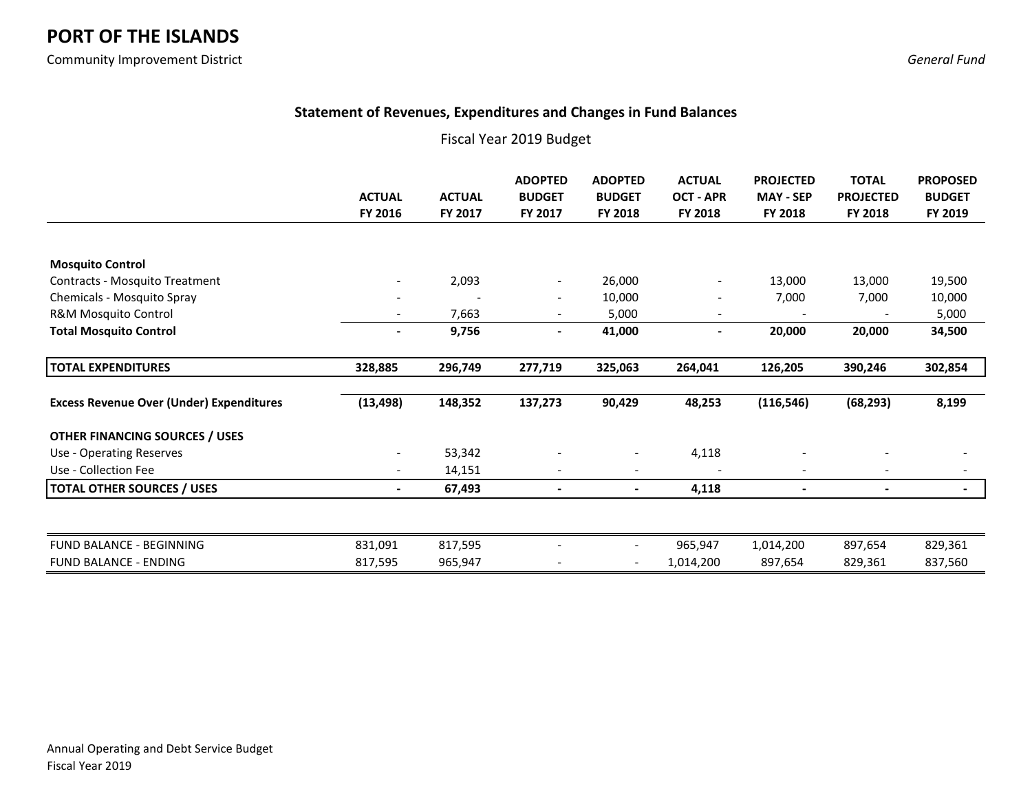# PORT OF THE ISLANDS

Community Improvement District

*General Fund*

### Statement of Revenues, Expenditures and Changes in Fund Balances

Fiscal Year 2019 Budget

| | ACTUAL FY 2016 | ACTUAL FY 2017 | ADOPTED BUDGET FY 2017 | ADOPTED BUDGET FY 2018 | ACTUAL OCT - APR FY 2018 | PROJECTED MAY - SEP FY 2018 | TOTAL PROJECTED FY 2018 | PROPOSED BUDGET FY 2019 |
|---|---|---|---|---|---|---|---|---|
| **Mosquito Control** | | | | | | | | |
| Contracts - Mosquito Treatment | - | 2,093 | - | 26,000 | - | 13,000 | 13,000 | 19,500 |
| Chemicals - Mosquito Spray | - | - | - | 10,000 | - | 7,000 | 7,000 | 10,000 |
| R&M Mosquito Control | - | 7,663 | - | 5,000 | - | - | - | 5,000 |
| **Total Mosquito Control** | **-** | **9,756** | **-** | **41,000** | **-** | **20,000** | **20,000** | **34,500** |
| **TOTAL EXPENDITURES** | **328,885** | **296,749** | **277,719** | **325,063** | **264,041** | **126,205** | **390,246** | **302,854** |
| **Excess Revenue Over (Under) Expenditures** | **(13,498)** | **148,352** | **137,273** | **90,429** | **48,253** | **(116,546)** | **(68,293)** | **8,199** |
| **OTHER FINANCING SOURCES / USES** | | | | | | | | |
| Use - Operating Reserves | - | 53,342 | - | - | 4,118 | - | - | - |
| Use - Collection Fee | - | 14,151 | - | - | - | - | - | - |
| **TOTAL OTHER SOURCES / USES** | **-** | **67,493** | **-** | **-** | **4,118** | **-** | **-** | **-** |
| FUND BALANCE - BEGINNING | 831,091 | 817,595 | - | - | 965,947 | 1,014,200 | 897,654 | 829,361 |
| FUND BALANCE - ENDING | 817,595 | 965,947 | - | - | 1,014,200 | 897,654 | 829,361 | 837,560 |

Annual Operating and Debt Service Budget
Fiscal Year 2019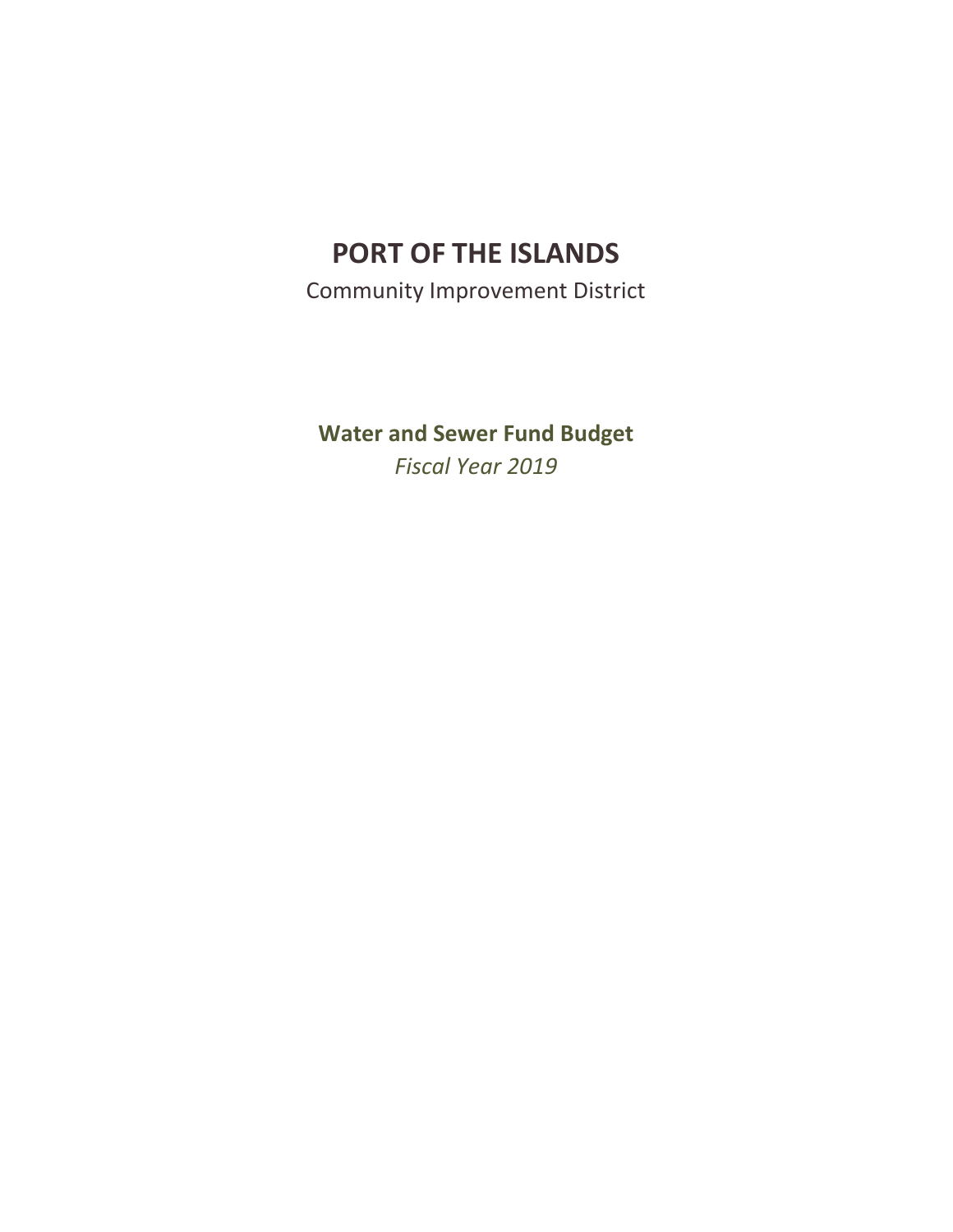# PORT OF THE ISLANDS

Community Improvement District

## Water and Sewer Fund Budget

*Fiscal Year 2019*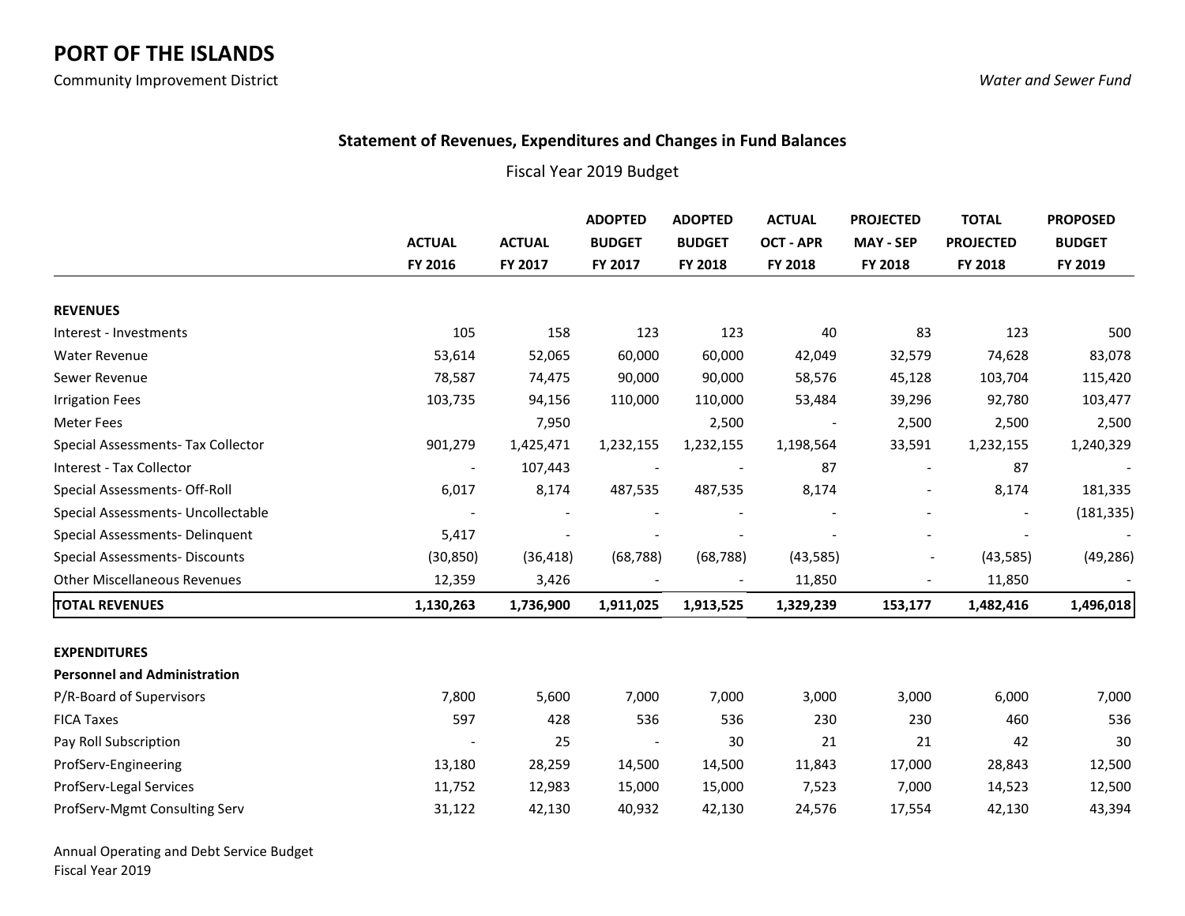# PORT OF THE ISLANDS

Community Improvement District

*Water and Sewer Fund*

### Statement of Revenues, Expenditures and Changes in Fund Balances

Fiscal Year 2019 Budget

| | ACTUAL FY 2016 | ACTUAL FY 2017 | ADOPTED BUDGET FY 2017 | ADOPTED BUDGET FY 2018 | ACTUAL OCT - APR FY 2018 | PROJECTED MAY - SEP FY 2018 | TOTAL PROJECTED FY 2018 | PROPOSED BUDGET FY 2019 |
|---|---|---|---|---|---|---|---|---|
| **REVENUES** | | | | | | | | |
| Interest - Investments | 105 | 158 | 123 | 123 | 40 | 83 | 123 | 500 |
| Water Revenue | 53,614 | 52,065 | 60,000 | 60,000 | 42,049 | 32,579 | 74,628 | 83,078 |
| Sewer Revenue | 78,587 | 74,475 | 90,000 | 90,000 | 58,576 | 45,128 | 103,704 | 115,420 |
| Irrigation Fees | 103,735 | 94,156 | 110,000 | 110,000 | 53,484 | 39,296 | 92,780 | 103,477 |
| Meter Fees | | 7,950 | | 2,500 | - | 2,500 | 2,500 | 2,500 |
| Special Assessments- Tax Collector | 901,279 | 1,425,471 | 1,232,155 | 1,232,155 | 1,198,564 | 33,591 | 1,232,155 | 1,240,329 |
| Interest - Tax Collector | - | 107,443 | - | - | 87 | - | 87 | - |
| Special Assessments- Off-Roll | 6,017 | 8,174 | 487,535 | 487,535 | 8,174 | - | 8,174 | 181,335 |
| Special Assessments- Uncollectable | - | - | - | - | - | - | - | (181,335) |
| Special Assessments- Delinquent | 5,417 | - | - | - | - | - | - | - |
| Special Assessments- Discounts | (30,850) | (36,418) | (68,788) | (68,788) | (43,585) | - | (43,585) | (49,286) |
| Other Miscellaneous Revenues | 12,359 | 3,426 | - | - | 11,850 | - | 11,850 | - |
| **TOTAL REVENUES** | **1,130,263** | **1,736,900** | **1,911,025** | **1,913,525** | **1,329,239** | **153,177** | **1,482,416** | **1,496,018** |
| **EXPENDITURES** | | | | | | | | |
| **Personnel and Administration** | | | | | | | | |
| P/R-Board of Supervisors | 7,800 | 5,600 | 7,000 | 7,000 | 3,000 | 3,000 | 6,000 | 7,000 |
| FICA Taxes | 597 | 428 | 536 | 536 | 230 | 230 | 460 | 536 |
| Pay Roll Subscription | - | 25 | - | 30 | 21 | 21 | 42 | 30 |
| ProfServ-Engineering | 13,180 | 28,259 | 14,500 | 14,500 | 11,843 | 17,000 | 28,843 | 12,500 |
| ProfServ-Legal Services | 11,752 | 12,983 | 15,000 | 15,000 | 7,523 | 7,000 | 14,523 | 12,500 |
| ProfServ-Mgmt Consulting Serv | 31,122 | 42,130 | 40,932 | 42,130 | 24,576 | 17,554 | 42,130 | 43,394 |

Annual Operating and Debt Service Budget
Fiscal Year 2019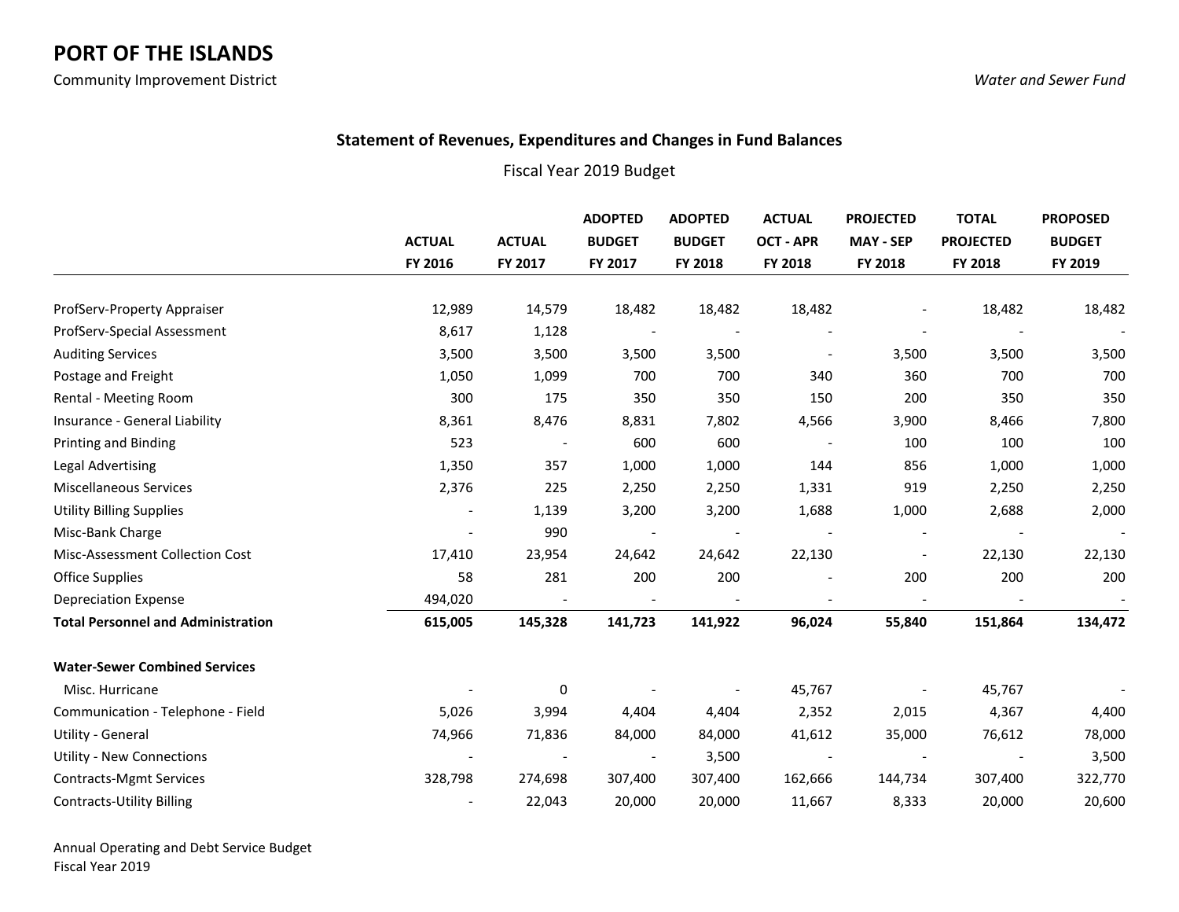# PORT OF THE ISLANDS

Community Improvement District

*Water and Sewer Fund*

**Statement of Revenues, Expenditures and Changes in Fund Balances**

Fiscal Year 2019 Budget

| | ACTUAL FY 2016 | ACTUAL FY 2017 | ADOPTED BUDGET FY 2017 | ADOPTED BUDGET FY 2018 | ACTUAL OCT - APR FY 2018 | PROJECTED MAY - SEP FY 2018 | TOTAL PROJECTED FY 2018 | PROPOSED BUDGET FY 2019 |
|---|---|---|---|---|---|---|---|---|
| ProfServ-Property Appraiser | 12,989 | 14,579 | 18,482 | 18,482 | 18,482 | - | 18,482 | 18,482 |
| ProfServ-Special Assessment | 8,617 | 1,128 | - | - | - | - | - | - |
| Auditing Services | 3,500 | 3,500 | 3,500 | 3,500 | - | 3,500 | 3,500 | 3,500 |
| Postage and Freight | 1,050 | 1,099 | 700 | 700 | 340 | 360 | 700 | 700 |
| Rental - Meeting Room | 300 | 175 | 350 | 350 | 150 | 200 | 350 | 350 |
| Insurance - General Liability | 8,361 | 8,476 | 8,831 | 7,802 | 4,566 | 3,900 | 8,466 | 7,800 |
| Printing and Binding | 523 | - | 600 | 600 | - | 100 | 100 | 100 |
| Legal Advertising | 1,350 | 357 | 1,000 | 1,000 | 144 | 856 | 1,000 | 1,000 |
| Miscellaneous Services | 2,376 | 225 | 2,250 | 2,250 | 1,331 | 919 | 2,250 | 2,250 |
| Utility Billing Supplies | - | 1,139 | 3,200 | 3,200 | 1,688 | 1,000 | 2,688 | 2,000 |
| Misc-Bank Charge | - | 990 | - | - | - | - | - | - |
| Misc-Assessment Collection Cost | 17,410 | 23,954 | 24,642 | 24,642 | 22,130 | - | 22,130 | 22,130 |
| Office Supplies | 58 | 281 | 200 | 200 | - | 200 | 200 | 200 |
| Depreciation Expense | 494,020 | - | - | - | - | - | - | - |
| **Total Personnel and Administration** | **615,005** | **145,328** | **141,723** | **141,922** | **96,024** | **55,840** | **151,864** | **134,472** |
| | | | | | | | | |
| **Water-Sewer Combined Services** | | | | | | | | |
| Misc. Hurricane | - | 0 | - | - | 45,767 | - | 45,767 | - |
| Communication - Telephone - Field | 5,026 | 3,994 | 4,404 | 4,404 | 2,352 | 2,015 | 4,367 | 4,400 |
| Utility - General | 74,966 | 71,836 | 84,000 | 84,000 | 41,612 | 35,000 | 76,612 | 78,000 |
| Utility - New Connections | - | - | - | 3,500 | - | - | - | 3,500 |
| Contracts-Mgmt Services | 328,798 | 274,698 | 307,400 | 307,400 | 162,666 | 144,734 | 307,400 | 322,770 |
| Contracts-Utility Billing | - | 22,043 | 20,000 | 20,000 | 11,667 | 8,333 | 20,000 | 20,600 |

Annual Operating and Debt Service Budget
Fiscal Year 2019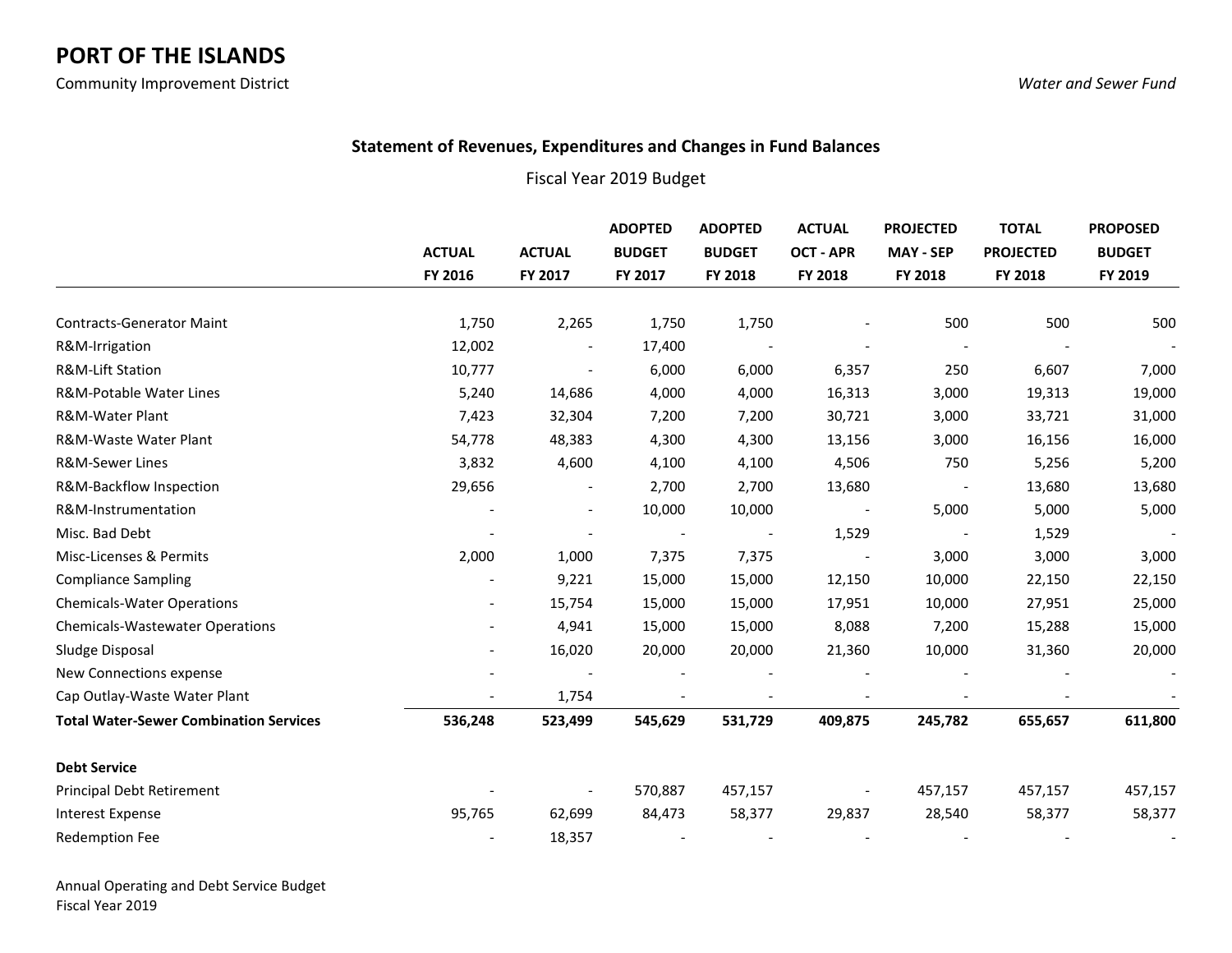# PORT OF THE ISLANDS

Community Improvement District

*Water and Sewer Fund*

## Statement of Revenues, Expenditures and Changes in Fund Balances

Fiscal Year 2019 Budget

| | ACTUAL FY 2016 | ACTUAL FY 2017 | ADOPTED BUDGET FY 2017 | ADOPTED BUDGET FY 2018 | ACTUAL OCT - APR FY 2018 | PROJECTED MAY - SEP FY 2018 | TOTAL PROJECTED FY 2018 | PROPOSED BUDGET FY 2019 |
|---|---|---|---|---|---|---|---|---|
| Contracts-Generator Maint | 1,750 | 2,265 | 1,750 | 1,750 | - | 500 | 500 | 500 |
| R&M-Irrigation | 12,002 | - | 17,400 | - | - | - | - | - |
| R&M-Lift Station | 10,777 | - | 6,000 | 6,000 | 6,357 | 250 | 6,607 | 7,000 |
| R&M-Potable Water Lines | 5,240 | 14,686 | 4,000 | 4,000 | 16,313 | 3,000 | 19,313 | 19,000 |
| R&M-Water Plant | 7,423 | 32,304 | 7,200 | 7,200 | 30,721 | 3,000 | 33,721 | 31,000 |
| R&M-Waste Water Plant | 54,778 | 48,383 | 4,300 | 4,300 | 13,156 | 3,000 | 16,156 | 16,000 |
| R&M-Sewer Lines | 3,832 | 4,600 | 4,100 | 4,100 | 4,506 | 750 | 5,256 | 5,200 |
| R&M-Backflow Inspection | 29,656 | - | 2,700 | 2,700 | 13,680 | - | 13,680 | 13,680 |
| R&M-Instrumentation | - | - | 10,000 | 10,000 | - | 5,000 | 5,000 | 5,000 |
| Misc. Bad Debt | - | - | - | - | 1,529 | - | 1,529 | - |
| Misc-Licenses & Permits | 2,000 | 1,000 | 7,375 | 7,375 | - | 3,000 | 3,000 | 3,000 |
| Compliance Sampling | - | 9,221 | 15,000 | 15,000 | 12,150 | 10,000 | 22,150 | 22,150 |
| Chemicals-Water Operations | - | 15,754 | 15,000 | 15,000 | 17,951 | 10,000 | 27,951 | 25,000 |
| Chemicals-Wastewater Operations | - | 4,941 | 15,000 | 15,000 | 8,088 | 7,200 | 15,288 | 15,000 |
| Sludge Disposal | - | 16,020 | 20,000 | 20,000 | 21,360 | 10,000 | 31,360 | 20,000 |
| New Connections expense | - | - | - | - | - | - | - | - |
| Cap Outlay-Waste Water Plant | - | 1,754 | - | - | - | - | - | - |
| **Total Water-Sewer Combination Services** | **536,248** | **523,499** | **545,629** | **531,729** | **409,875** | **245,782** | **655,657** | **611,800** |
| | | | | | | | | |
| **Debt Service** | | | | | | | | |
| Principal Debt Retirement | - | - | 570,887 | 457,157 | - | 457,157 | 457,157 | 457,157 |
| Interest Expense | 95,765 | 62,699 | 84,473 | 58,377 | 29,837 | 28,540 | 58,377 | 58,377 |
| Redemption Fee | - | 18,357 | - | - | - | - | - | - |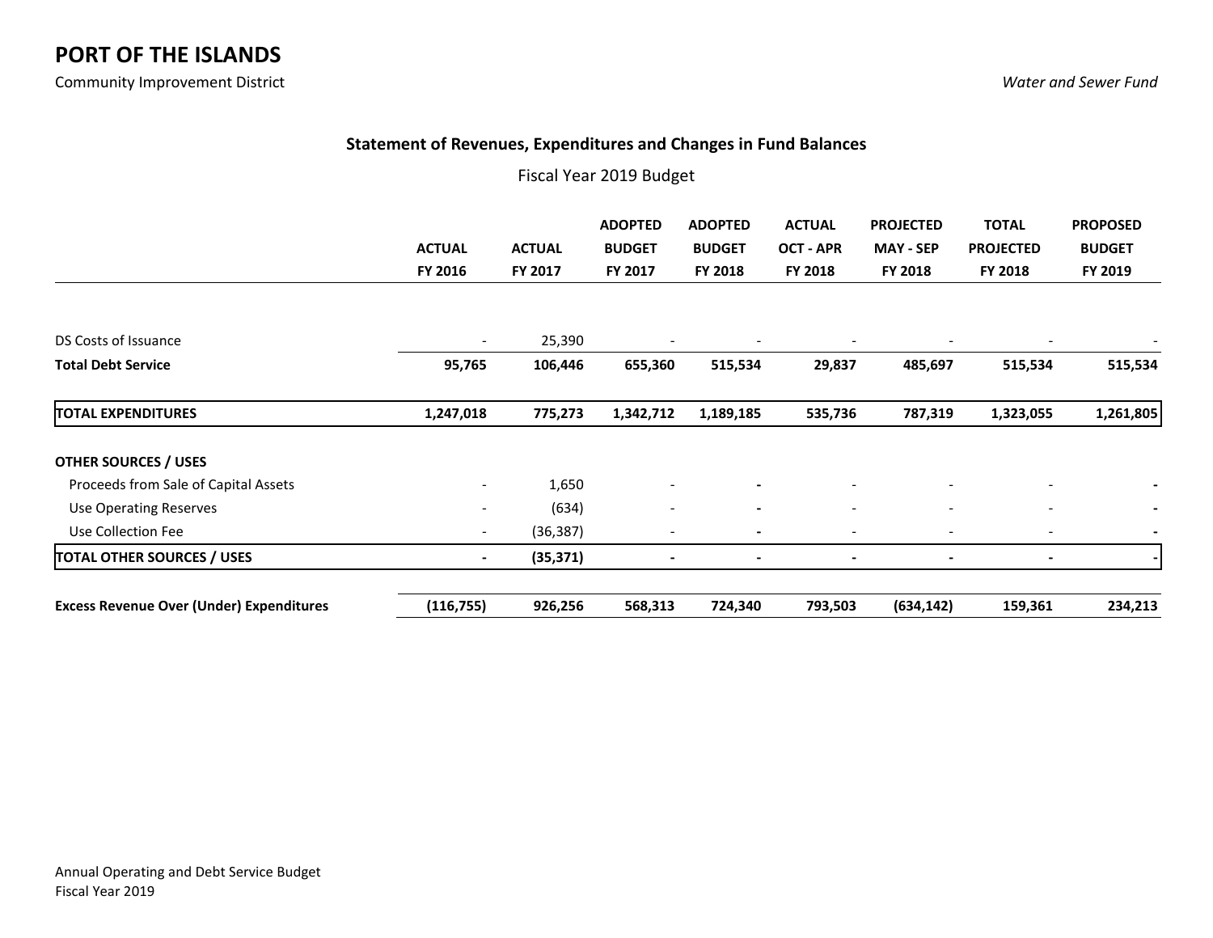# PORT OF THE ISLANDS

Community Improvement District

*Water and Sewer Fund*

### Statement of Revenues, Expenditures and Changes in Fund Balances

Fiscal Year 2019 Budget

| | ACTUAL FY 2016 | ACTUAL FY 2017 | ADOPTED BUDGET FY 2017 | ADOPTED BUDGET FY 2018 | ACTUAL OCT - APR FY 2018 | PROJECTED MAY - SEP FY 2018 | TOTAL PROJECTED FY 2018 | PROPOSED BUDGET FY 2019 |
|---|---|---|---|---|---|---|---|---|
| DS Costs of Issuance | - | 25,390 | - | - | - | - | - | - |
| **Total Debt Service** | **95,765** | **106,446** | **655,360** | **515,534** | **29,837** | **485,697** | **515,534** | **515,534** |
| **TOTAL EXPENDITURES** | **1,247,018** | **775,273** | **1,342,712** | **1,189,185** | **535,736** | **787,319** | **1,323,055** | **1,261,805** |
| **OTHER SOURCES / USES** | | | | | | | | |
| Proceeds from Sale of Capital Assets | - | 1,650 | - | - | - | - | - | - |
| Use Operating Reserves | - | (634) | - | - | - | - | - | - |
| Use Collection Fee | - | (36,387) | - | - | - | - | - | - |
| **TOTAL OTHER SOURCES / USES** | **-** | **(35,371)** | **-** | **-** | **-** | **-** | **-** | **-** |
| **Excess Revenue Over (Under) Expenditures** | **(116,755)** | **926,256** | **568,313** | **724,340** | **793,503** | **(634,142)** | **159,361** | **234,213** |

Annual Operating and Debt Service Budget
Fiscal Year 2019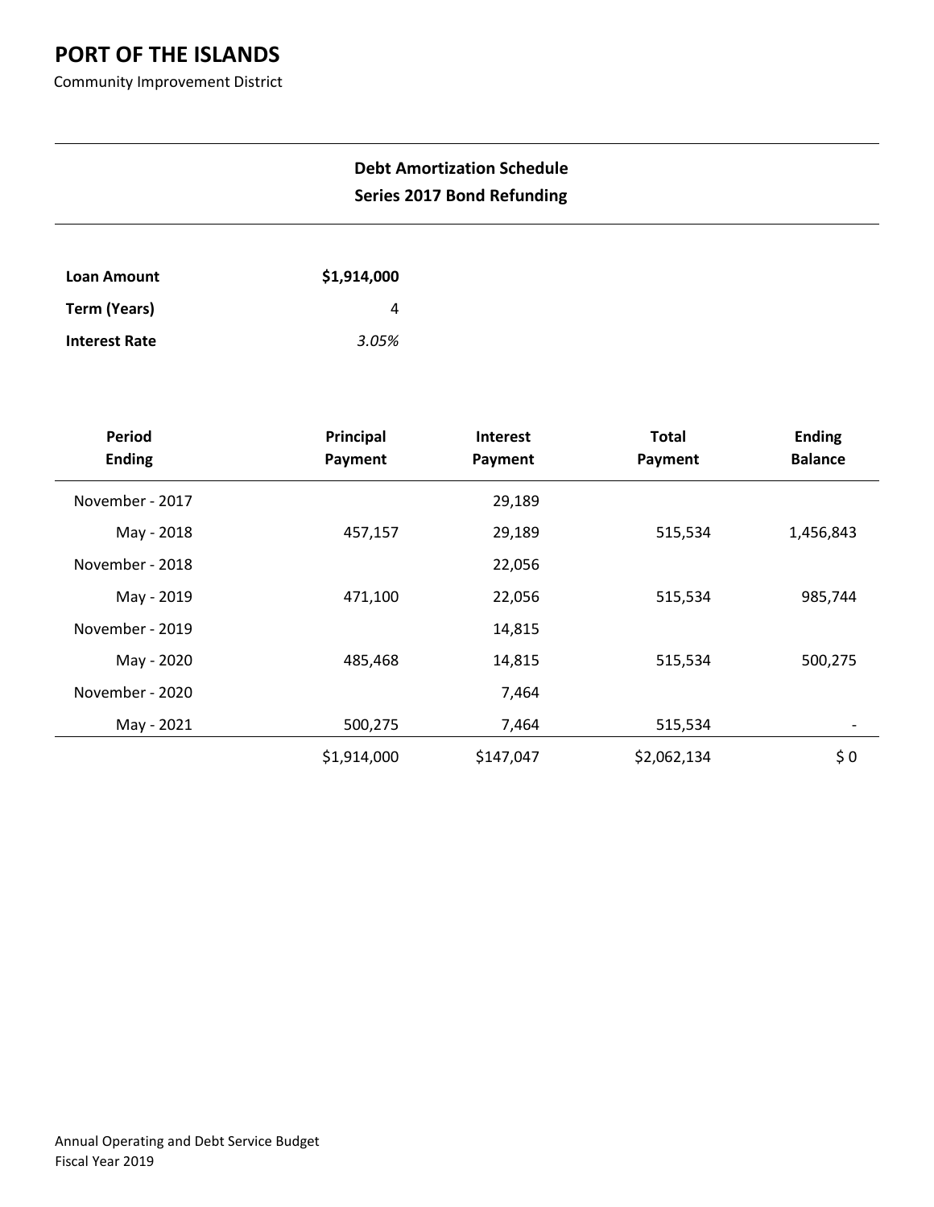# PORT OF THE ISLANDS

Community Improvement District

**Debt Amortization Schedule**
**Series 2017 Bond Refunding**

| | |
|---|---|
| **Loan Amount** | **$1,914,000** |
| **Term (Years)** | 4 |
| **Interest Rate** | *3.05%* |

| Period Ending | Principal Payment | Interest Payment | Total Payment | Ending Balance |
|---|---|---|---|---|
| November - 2017 | | 29,189 | | |
| May - 2018 | 457,157 | 29,189 | 515,534 | 1,456,843 |
| November - 2018 | | 22,056 | | |
| May - 2019 | 471,100 | 22,056 | 515,534 | 985,744 |
| November - 2019 | | 14,815 | | |
| May - 2020 | 485,468 | 14,815 | 515,534 | 500,275 |
| November - 2020 | | 7,464 | | |
| May - 2021 | 500,275 | 7,464 | 515,534 | - |
| | $1,914,000 | $147,047 | $2,062,134 | $ 0 |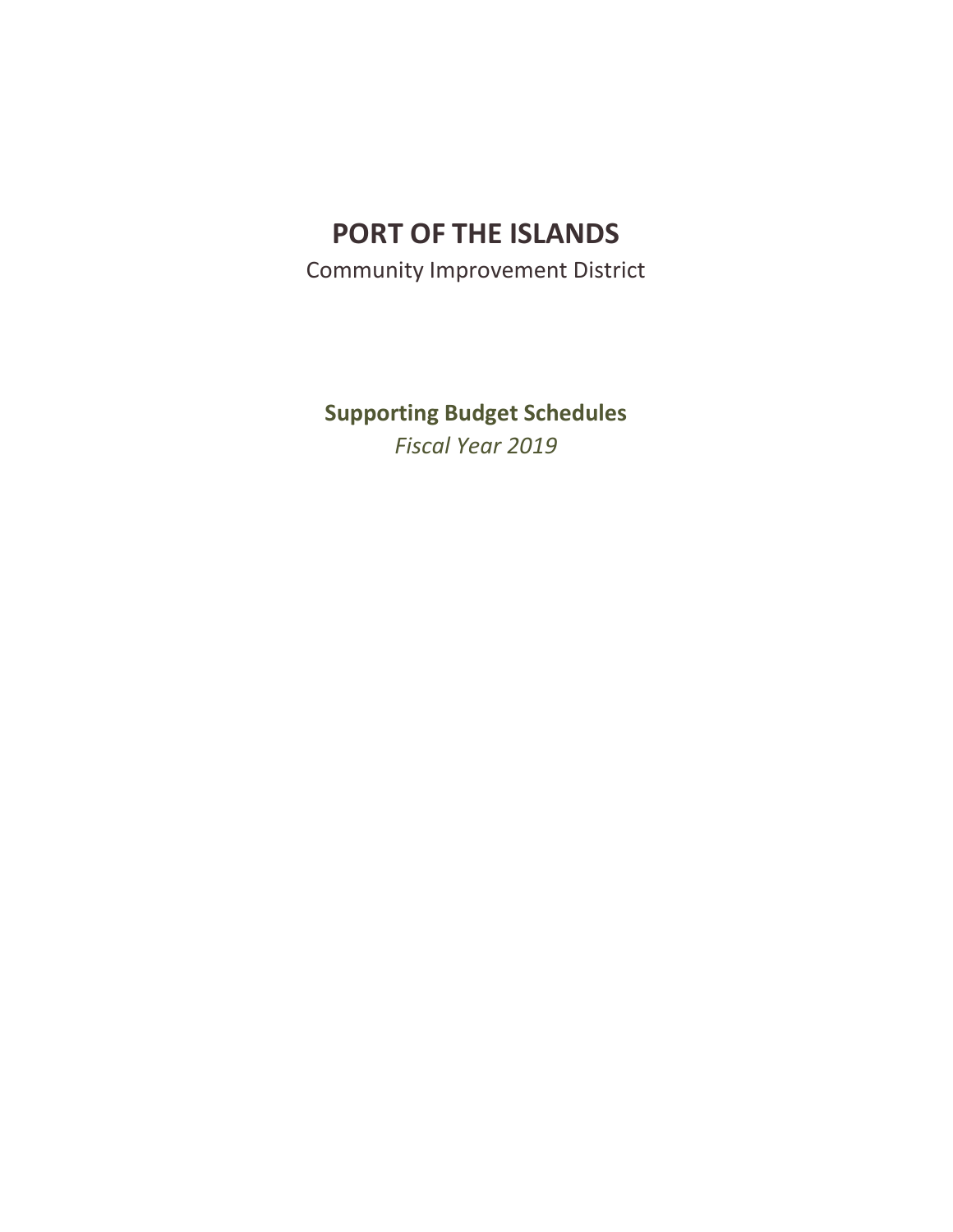# PORT OF THE ISLANDS

Community Improvement District

## Supporting Budget Schedules

*Fiscal Year 2019*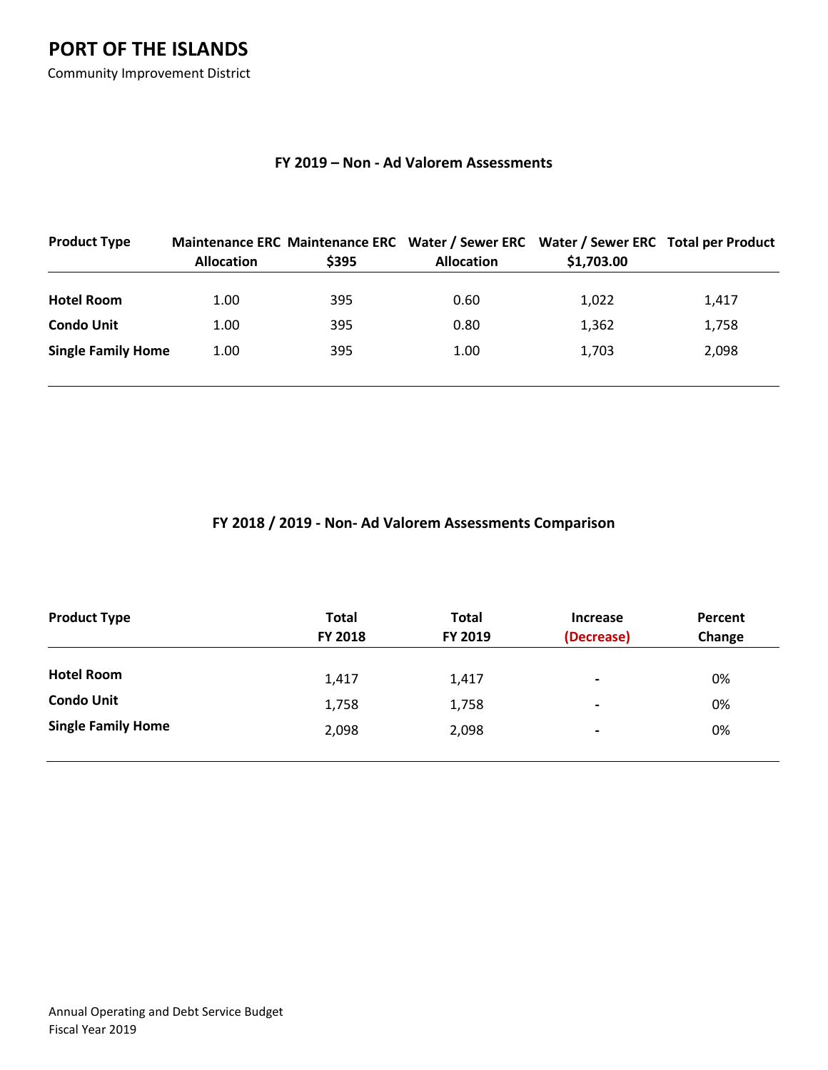# PORT OF THE ISLANDS

Community Improvement District

### FY 2019 – Non - Ad Valorem Assessments

| Product Type | Maintenance ERC Allocation | Maintenance ERC $395 | Water / Sewer ERC Allocation | Water / Sewer ERC $1,703.00 | Total per Product |
|---|---|---|---|---|---|
| **Hotel Room** | 1.00 | 395 | 0.60 | 1,022 | 1,417 |
| **Condo Unit** | 1.00 | 395 | 0.80 | 1,362 | 1,758 |
| **Single Family Home** | 1.00 | 395 | 1.00 | 1,703 | 2,098 |

### FY 2018 / 2019 - Non- Ad Valorem Assessments Comparison

| Product Type | Total FY 2018 | Total FY 2019 | Increase (Decrease) | Percent Change |
|---|---|---|---|---|
| **Hotel Room** | 1,417 | 1,417 | - | 0% |
| **Condo Unit** | 1,758 | 1,758 | - | 0% |
| **Single Family Home** | 2,098 | 2,098 | - | 0% |